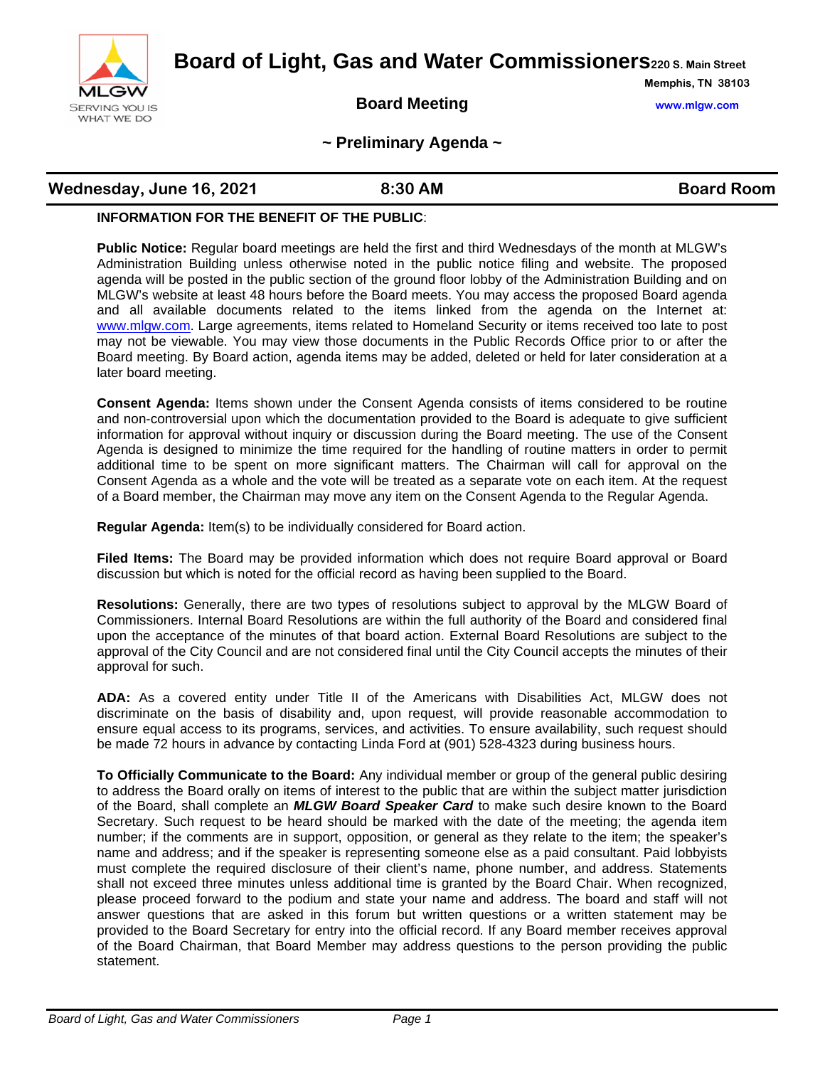MLGW
SERVING YOU IS WHAT WE DO

# Board of Light, Gas and Water Commissioners

220 S. Main Street
Memphis, TN 38103
www.mlgw.com

## Board Meeting

## ~ Preliminary Agenda ~

**Wednesday, June 16, 2021** | **8:30 AM** | **Board Room**

**INFORMATION FOR THE BENEFIT OF THE PUBLIC**:

**Public Notice:** Regular board meetings are held the first and third Wednesdays of the month at MLGW's Administration Building unless otherwise noted in the public notice filing and website. The proposed agenda will be posted in the public section of the ground floor lobby of the Administration Building and on MLGW's website at least 48 hours before the Board meets. You may access the proposed Board agenda and all available documents related to the items linked from the agenda on the Internet at: www.mlgw.com. Large agreements, items related to Homeland Security or items received too late to post may not be viewable. You may view those documents in the Public Records Office prior to or after the Board meeting. By Board action, agenda items may be added, deleted or held for later consideration at a later board meeting.

**Consent Agenda:** Items shown under the Consent Agenda consists of items considered to be routine and non-controversial upon which the documentation provided to the Board is adequate to give sufficient information for approval without inquiry or discussion during the Board meeting. The use of the Consent Agenda is designed to minimize the time required for the handling of routine matters in order to permit additional time to be spent on more significant matters. The Chairman will call for approval on the Consent Agenda as a whole and the vote will be treated as a separate vote on each item. At the request of a Board member, the Chairman may move any item on the Consent Agenda to the Regular Agenda.

**Regular Agenda:** Item(s) to be individually considered for Board action.

**Filed Items:** The Board may be provided information which does not require Board approval or Board discussion but which is noted for the official record as having been supplied to the Board.

**Resolutions:** Generally, there are two types of resolutions subject to approval by the MLGW Board of Commissioners. Internal Board Resolutions are within the full authority of the Board and considered final upon the acceptance of the minutes of that board action. External Board Resolutions are subject to the approval of the City Council and are not considered final until the City Council accepts the minutes of their approval for such.

**ADA:** As a covered entity under Title II of the Americans with Disabilities Act, MLGW does not discriminate on the basis of disability and, upon request, will provide reasonable accommodation to ensure equal access to its programs, services, and activities. To ensure availability, such request should be made 72 hours in advance by contacting Linda Ford at (901) 528-4323 during business hours.

**To Officially Communicate to the Board:** Any individual member or group of the general public desiring to address the Board orally on items of interest to the public that are within the subject matter jurisdiction of the Board, shall complete an ***MLGW Board Speaker Card*** to make such desire known to the Board Secretary. Such request to be heard should be marked with the date of the meeting; the agenda item number; if the comments are in support, opposition, or general as they relate to the item; the speaker's name and address; and if the speaker is representing someone else as a paid consultant. Paid lobbyists must complete the required disclosure of their client's name, phone number, and address. Statements shall not exceed three minutes unless additional time is granted by the Board Chair. When recognized, please proceed forward to the podium and state your name and address. The board and staff will not answer questions that are asked in this forum but written questions or a written statement may be provided to the Board Secretary for entry into the official record. If any Board member receives approval of the Board Chairman, that Board Member may address questions to the person providing the public statement.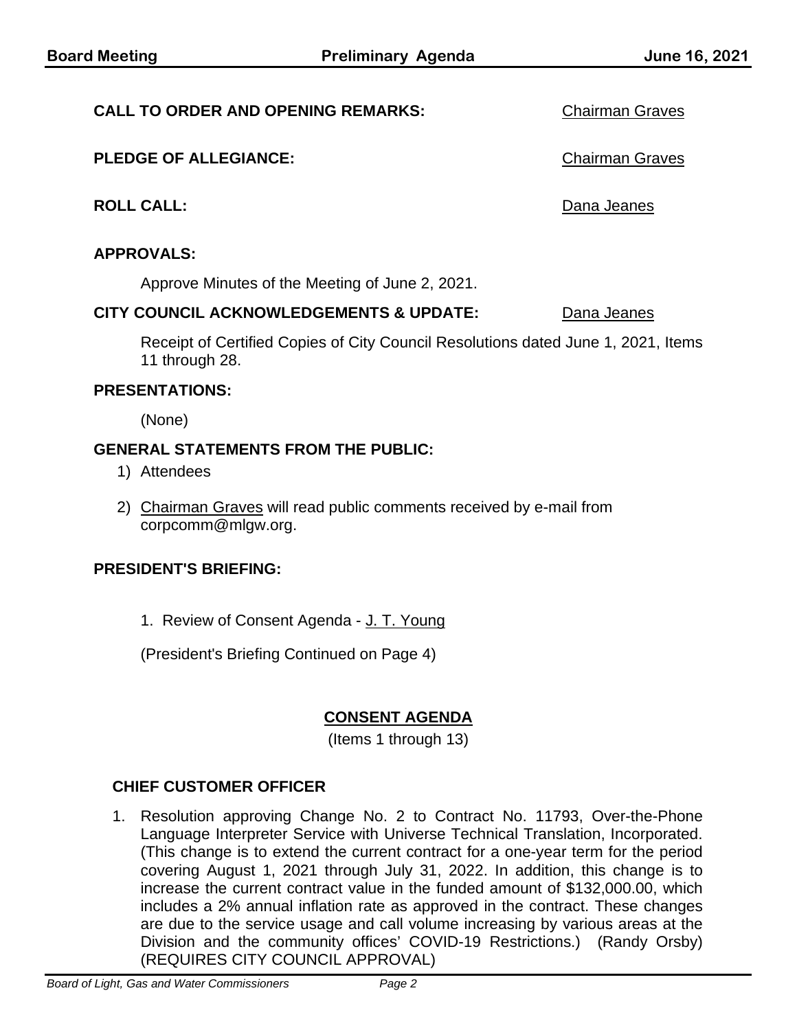**CALL TO ORDER AND OPENING REMARKS:** Chairman Graves

**PLEDGE OF ALLEGIANCE:** Chairman Graves

**ROLL CALL:** Dana Jeanes

**APPROVALS:**

Approve Minutes of the Meeting of June 2, 2021.

**CITY COUNCIL ACKNOWLEDGEMENTS & UPDATE:** Dana Jeanes

Receipt of Certified Copies of City Council Resolutions dated June 1, 2021, Items 11 through 28.

**PRESENTATIONS:**

(None)

**GENERAL STATEMENTS FROM THE PUBLIC:**

1) Attendees
2) Chairman Graves will read public comments received by e-mail from corpcomm@mlgw.org.

**PRESIDENT'S BRIEFING:**

1. Review of Consent Agenda - J. T. Young

(President's Briefing Continued on Page 4)

## CONSENT AGENDA

(Items 1 through 13)

### CHIEF CUSTOMER OFFICER

1. Resolution approving Change No. 2 to Contract No. 11793, Over-the-Phone Language Interpreter Service with Universe Technical Translation, Incorporated. (This change is to extend the current contract for a one-year term for the period covering August 1, 2021 through July 31, 2022. In addition, this change is to increase the current contract value in the funded amount of $132,000.00, which includes a 2% annual inflation rate as approved in the contract. These changes are due to the service usage and call volume increasing by various areas at the Division and the community offices' COVID-19 Restrictions.) (Randy Orsby) (REQUIRES CITY COUNCIL APPROVAL)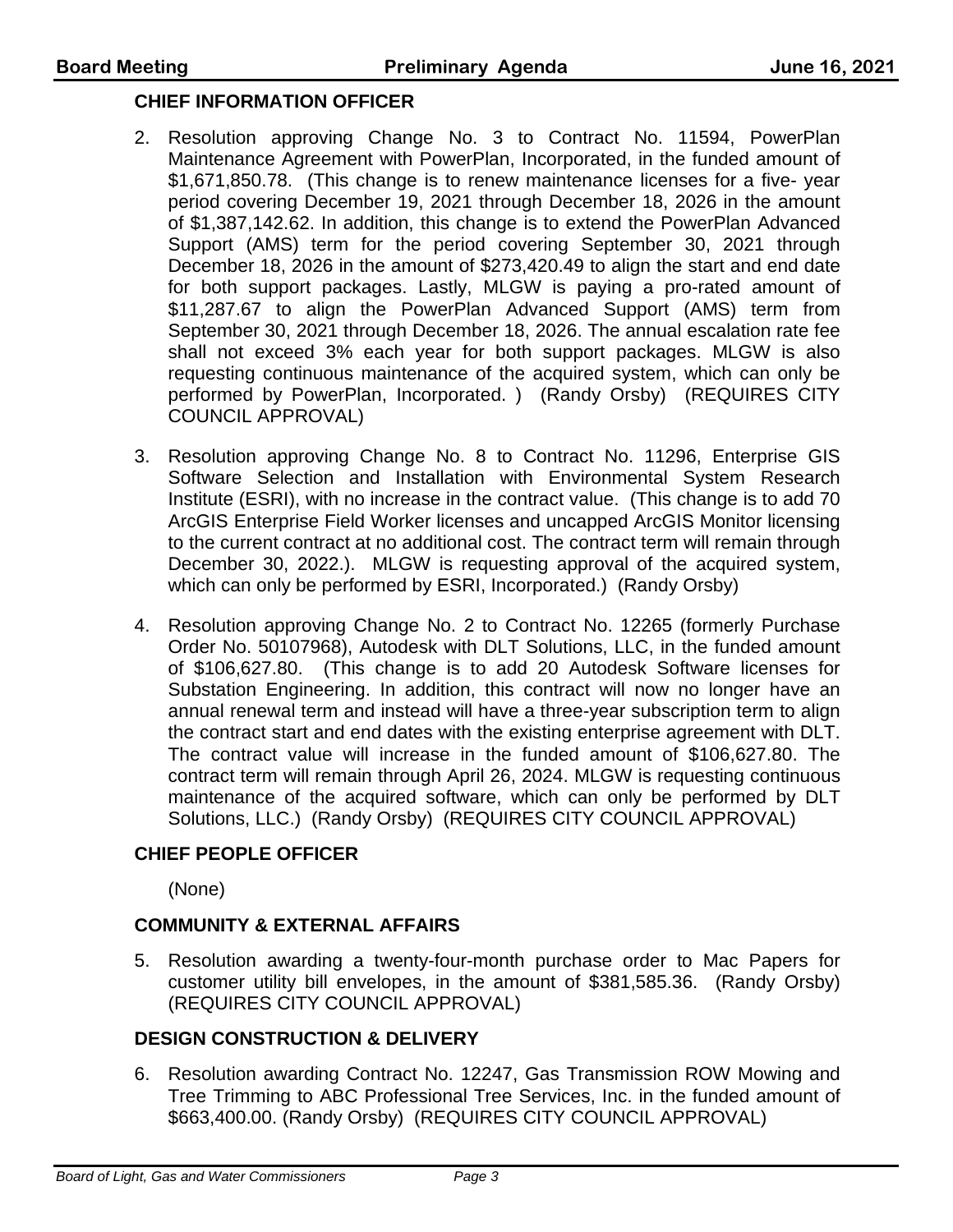**CHIEF INFORMATION OFFICER**

2. Resolution approving Change No. 3 to Contract No. 11594, PowerPlan Maintenance Agreement with PowerPlan, Incorporated, in the funded amount of $1,671,850.78. (This change is to renew maintenance licenses for a five- year period covering December 19, 2021 through December 18, 2026 in the amount of $1,387,142.62. In addition, this change is to extend the PowerPlan Advanced Support (AMS) term for the period covering September 30, 2021 through December 18, 2026 in the amount of $273,420.49 to align the start and end date for both support packages. Lastly, MLGW is paying a pro-rated amount of $11,287.67 to align the PowerPlan Advanced Support (AMS) term from September 30, 2021 through December 18, 2026. The annual escalation rate fee shall not exceed 3% each year for both support packages. MLGW is also requesting continuous maintenance of the acquired system, which can only be performed by PowerPlan, Incorporated. ) (Randy Orsby) (REQUIRES CITY COUNCIL APPROVAL)

3. Resolution approving Change No. 8 to Contract No. 11296, Enterprise GIS Software Selection and Installation with Environmental System Research Institute (ESRI), with no increase in the contract value. (This change is to add 70 ArcGIS Enterprise Field Worker licenses and uncapped ArcGIS Monitor licensing to the current contract at no additional cost. The contract term will remain through December 30, 2022.). MLGW is requesting approval of the acquired system, which can only be performed by ESRI, Incorporated.) (Randy Orsby)

4. Resolution approving Change No. 2 to Contract No. 12265 (formerly Purchase Order No. 50107968), Autodesk with DLT Solutions, LLC, in the funded amount of $106,627.80. (This change is to add 20 Autodesk Software licenses for Substation Engineering. In addition, this contract will now no longer have an annual renewal term and instead will have a three-year subscription term to align the contract start and end dates with the existing enterprise agreement with DLT. The contract value will increase in the funded amount of $106,627.80. The contract term will remain through April 26, 2024. MLGW is requesting continuous maintenance of the acquired software, which can only be performed by DLT Solutions, LLC.) (Randy Orsby) (REQUIRES CITY COUNCIL APPROVAL)

**CHIEF PEOPLE OFFICER**

(None)

**COMMUNITY & EXTERNAL AFFAIRS**

5. Resolution awarding a twenty-four-month purchase order to Mac Papers for customer utility bill envelopes, in the amount of $381,585.36. (Randy Orsby) (REQUIRES CITY COUNCIL APPROVAL)

**DESIGN CONSTRUCTION & DELIVERY**

6. Resolution awarding Contract No. 12247, Gas Transmission ROW Mowing and Tree Trimming to ABC Professional Tree Services, Inc. in the funded amount of $663,400.00. (Randy Orsby) (REQUIRES CITY COUNCIL APPROVAL)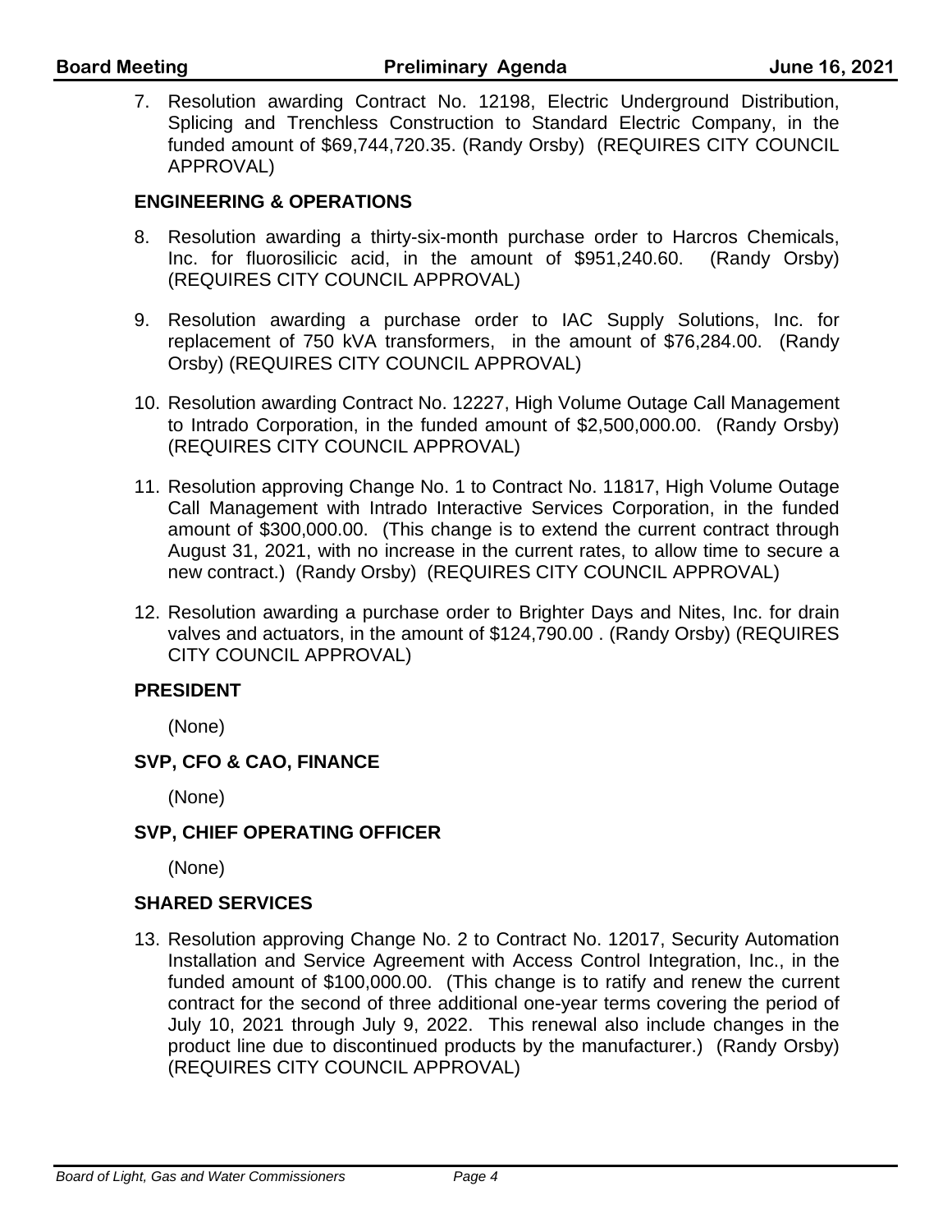7. Resolution awarding Contract No. 12198, Electric Underground Distribution, Splicing and Trenchless Construction to Standard Electric Company, in the funded amount of $69,744,720.35. (Randy Orsby) (REQUIRES CITY COUNCIL APPROVAL)

**ENGINEERING & OPERATIONS**

8. Resolution awarding a thirty-six-month purchase order to Harcros Chemicals, Inc. for fluorosilicic acid, in the amount of $951,240.60. (Randy Orsby) (REQUIRES CITY COUNCIL APPROVAL)

9. Resolution awarding a purchase order to IAC Supply Solutions, Inc. for replacement of 750 kVA transformers, in the amount of $76,284.00. (Randy Orsby) (REQUIRES CITY COUNCIL APPROVAL)

10. Resolution awarding Contract No. 12227, High Volume Outage Call Management to Intrado Corporation, in the funded amount of $2,500,000.00. (Randy Orsby) (REQUIRES CITY COUNCIL APPROVAL)

11. Resolution approving Change No. 1 to Contract No. 11817, High Volume Outage Call Management with Intrado Interactive Services Corporation, in the funded amount of $300,000.00. (This change is to extend the current contract through August 31, 2021, with no increase in the current rates, to allow time to secure a new contract.) (Randy Orsby) (REQUIRES CITY COUNCIL APPROVAL)

12. Resolution awarding a purchase order to Brighter Days and Nites, Inc. for drain valves and actuators, in the amount of $124,790.00 . (Randy Orsby) (REQUIRES CITY COUNCIL APPROVAL)

**PRESIDENT**

(None)

**SVP, CFO & CAO, FINANCE**

(None)

**SVP, CHIEF OPERATING OFFICER**

(None)

**SHARED SERVICES**

13. Resolution approving Change No. 2 to Contract No. 12017, Security Automation Installation and Service Agreement with Access Control Integration, Inc., in the funded amount of $100,000.00. (This change is to ratify and renew the current contract for the second of three additional one-year terms covering the period of July 10, 2021 through July 9, 2022. This renewal also include changes in the product line due to discontinued products by the manufacturer.) (Randy Orsby) (REQUIRES CITY COUNCIL APPROVAL)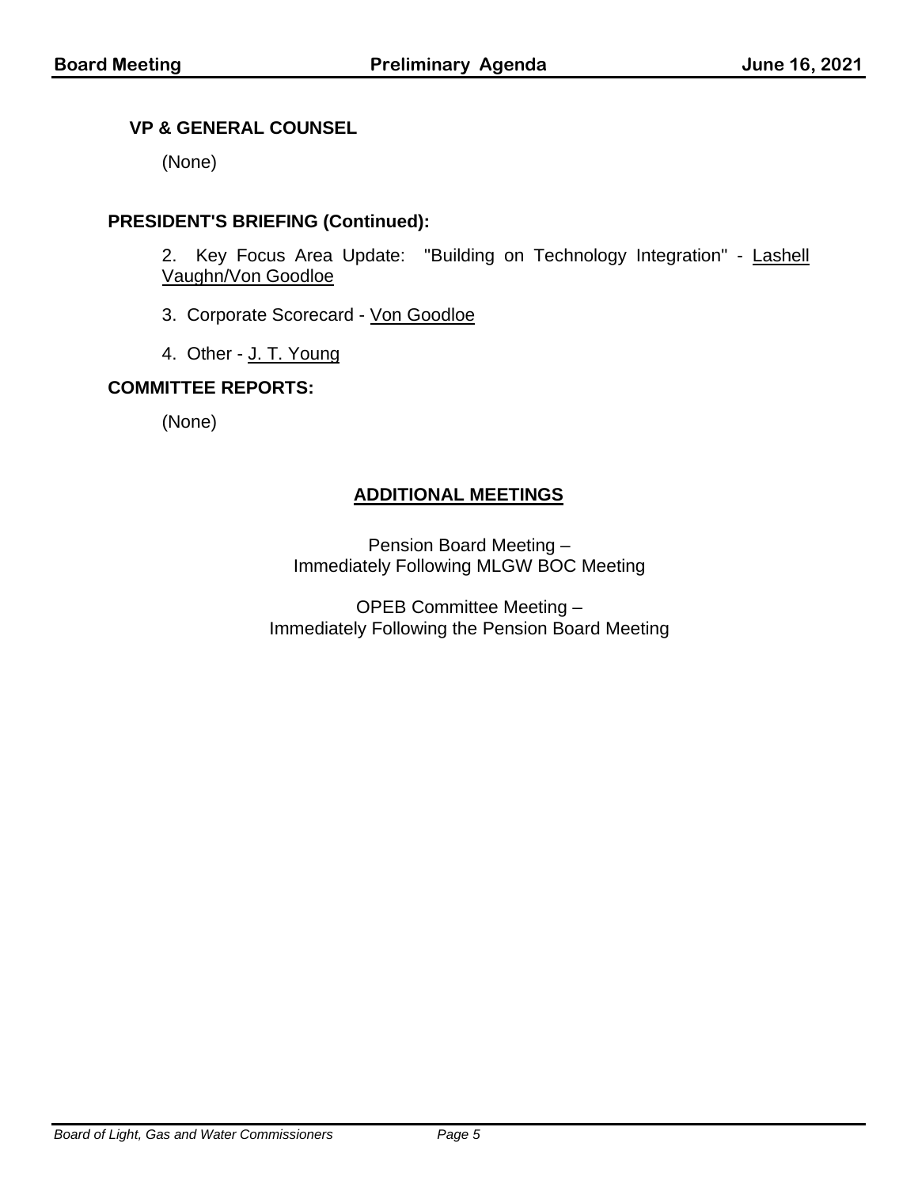**VP & GENERAL COUNSEL**

(None)

**PRESIDENT'S BRIEFING (Continued):**

2. Key Focus Area Update: "Building on Technology Integration" - Lashell Vaughn/Von Goodloe

3. Corporate Scorecard - Von Goodloe

4. Other - J. T. Young

**COMMITTEE REPORTS:**

(None)

## ADDITIONAL MEETINGS

Pension Board Meeting –
Immediately Following MLGW BOC Meeting

OPEB Committee Meeting –
Immediately Following the Pension Board Meeting